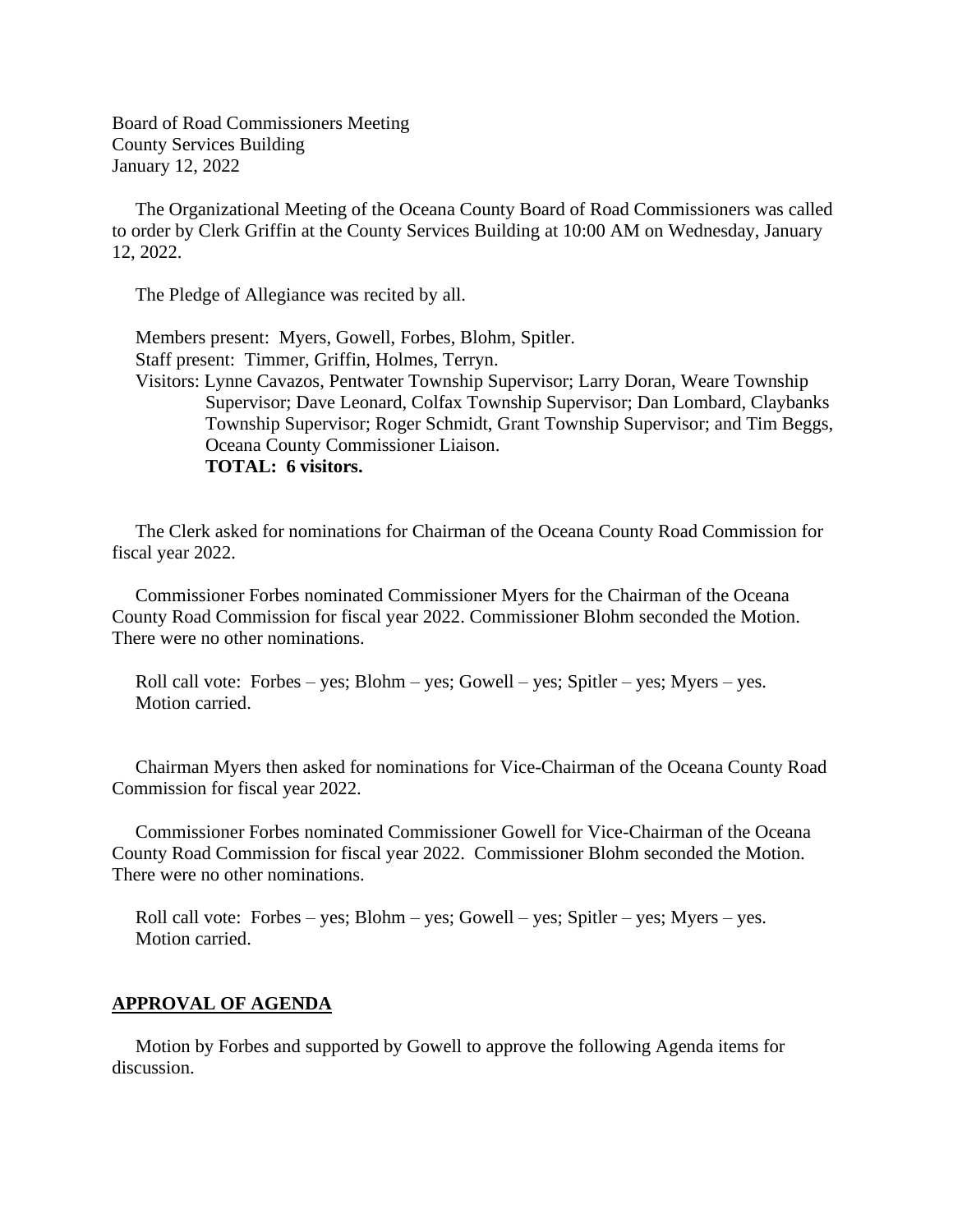Board of Road Commissioners Meeting
County Services Building
January 12, 2022

The Organizational Meeting of the Oceana County Board of Road Commissioners was called to order by Clerk Griffin at the County Services Building at 10:00 AM on Wednesday, January 12, 2022.

The Pledge of Allegiance was recited by all.

Members present: Myers, Gowell, Forbes, Blohm, Spitler.
Staff present: Timmer, Griffin, Holmes, Terryn.
Visitors: Lynne Cavazos, Pentwater Township Supervisor; Larry Doran, Weare Township Supervisor; Dave Leonard, Colfax Township Supervisor; Dan Lombard, Claybanks Township Supervisor; Roger Schmidt, Grant Township Supervisor; and Tim Beggs, Oceana County Commissioner Liaison.
**TOTAL: 6 visitors.**

The Clerk asked for nominations for Chairman of the Oceana County Road Commission for fiscal year 2022.

Commissioner Forbes nominated Commissioner Myers for the Chairman of the Oceana County Road Commission for fiscal year 2022. Commissioner Blohm seconded the Motion. There were no other nominations.

Roll call vote: Forbes – yes; Blohm – yes; Gowell – yes; Spitler – yes; Myers – yes.
Motion carried.

Chairman Myers then asked for nominations for Vice-Chairman of the Oceana County Road Commission for fiscal year 2022.

Commissioner Forbes nominated Commissioner Gowell for Vice-Chairman of the Oceana County Road Commission for fiscal year 2022. Commissioner Blohm seconded the Motion. There were no other nominations.

Roll call vote: Forbes – yes; Blohm – yes; Gowell – yes; Spitler – yes; Myers – yes.
Motion carried.

## APPROVAL OF AGENDA

Motion by Forbes and supported by Gowell to approve the following Agenda items for discussion.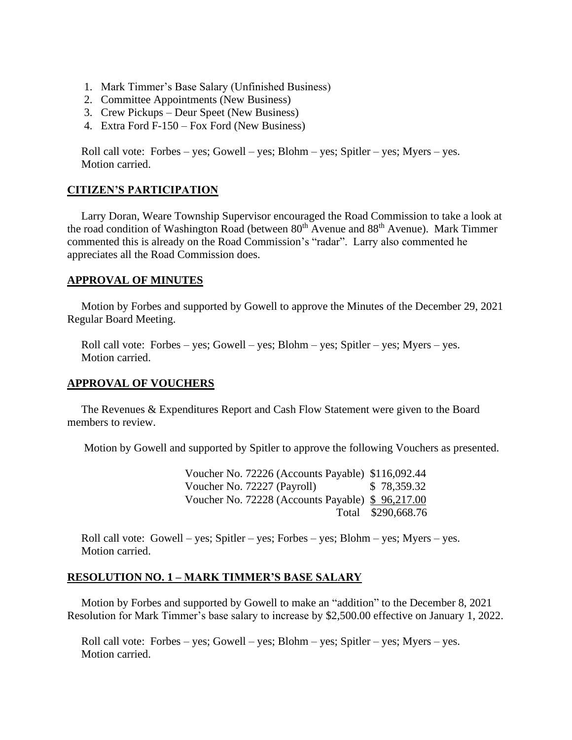1. Mark Timmer's Base Salary (Unfinished Business)
2. Committee Appointments (New Business)
3. Crew Pickups – Deur Speet (New Business)
4. Extra Ford F-150 – Fox Ford (New Business)

Roll call vote: Forbes – yes; Gowell – yes; Blohm – yes; Spitler – yes; Myers – yes. Motion carried.

## CITIZEN'S PARTICIPATION

Larry Doran, Weare Township Supervisor encouraged the Road Commission to take a look at the road condition of Washington Road (between 80th Avenue and 88th Avenue). Mark Timmer commented this is already on the Road Commission's "radar". Larry also commented he appreciates all the Road Commission does.

## APPROVAL OF MINUTES

Motion by Forbes and supported by Gowell to approve the Minutes of the December 29, 2021 Regular Board Meeting.

Roll call vote: Forbes – yes; Gowell – yes; Blohm – yes; Spitler – yes; Myers – yes. Motion carried.

## APPROVAL OF VOUCHERS

The Revenues & Expenditures Report and Cash Flow Statement were given to the Board members to review.

Motion by Gowell and supported by Spitler to approve the following Vouchers as presented.

| | |
|---|---|
| Voucher No. 72226 (Accounts Payable) | $116,092.44 |
| Voucher No. 72227 (Payroll) | $ 78,359.32 |
| Voucher No. 72228 (Accounts Payable) | $ 96,217.00 |
| Total | $290,668.76 |

Roll call vote: Gowell – yes; Spitler – yes; Forbes – yes; Blohm – yes; Myers – yes. Motion carried.

## RESOLUTION NO. 1 – MARK TIMMER'S BASE SALARY

Motion by Forbes and supported by Gowell to make an "addition" to the December 8, 2021 Resolution for Mark Timmer's base salary to increase by $2,500.00 effective on January 1, 2022.

Roll call vote: Forbes – yes; Gowell – yes; Blohm – yes; Spitler – yes; Myers – yes. Motion carried.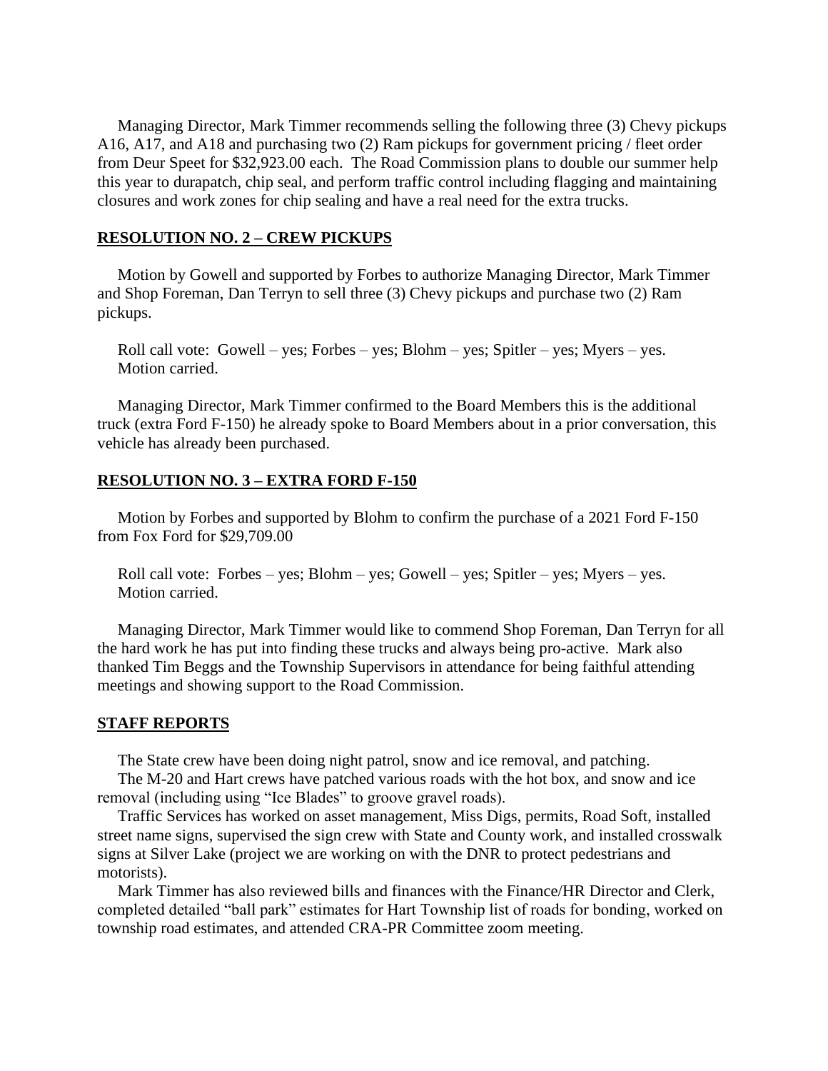Managing Director, Mark Timmer recommends selling the following three (3) Chevy pickups A16, A17, and A18 and purchasing two (2) Ram pickups for government pricing / fleet order from Deur Speet for $32,923.00 each. The Road Commission plans to double our summer help this year to durapatch, chip seal, and perform traffic control including flagging and maintaining closures and work zones for chip sealing and have a real need for the extra trucks.

**RESOLUTION NO. 2 – CREW PICKUPS**

Motion by Gowell and supported by Forbes to authorize Managing Director, Mark Timmer and Shop Foreman, Dan Terryn to sell three (3) Chevy pickups and purchase two (2) Ram pickups.

Roll call vote: Gowell – yes; Forbes – yes; Blohm – yes; Spitler – yes; Myers – yes.
Motion carried.

Managing Director, Mark Timmer confirmed to the Board Members this is the additional truck (extra Ford F-150) he already spoke to Board Members about in a prior conversation, this vehicle has already been purchased.

**RESOLUTION NO. 3 – EXTRA FORD F-150**

Motion by Forbes and supported by Blohm to confirm the purchase of a 2021 Ford F-150 from Fox Ford for $29,709.00

Roll call vote: Forbes – yes; Blohm – yes; Gowell – yes; Spitler – yes; Myers – yes.
Motion carried.

Managing Director, Mark Timmer would like to commend Shop Foreman, Dan Terryn for all the hard work he has put into finding these trucks and always being pro-active. Mark also thanked Tim Beggs and the Township Supervisors in attendance for being faithful attending meetings and showing support to the Road Commission.

**STAFF REPORTS**

The State crew have been doing night patrol, snow and ice removal, and patching.

The M-20 and Hart crews have patched various roads with the hot box, and snow and ice removal (including using "Ice Blades" to groove gravel roads).

Traffic Services has worked on asset management, Miss Digs, permits, Road Soft, installed street name signs, supervised the sign crew with State and County work, and installed crosswalk signs at Silver Lake (project we are working on with the DNR to protect pedestrians and motorists).

Mark Timmer has also reviewed bills and finances with the Finance/HR Director and Clerk, completed detailed "ball park" estimates for Hart Township list of roads for bonding, worked on township road estimates, and attended CRA-PR Committee zoom meeting.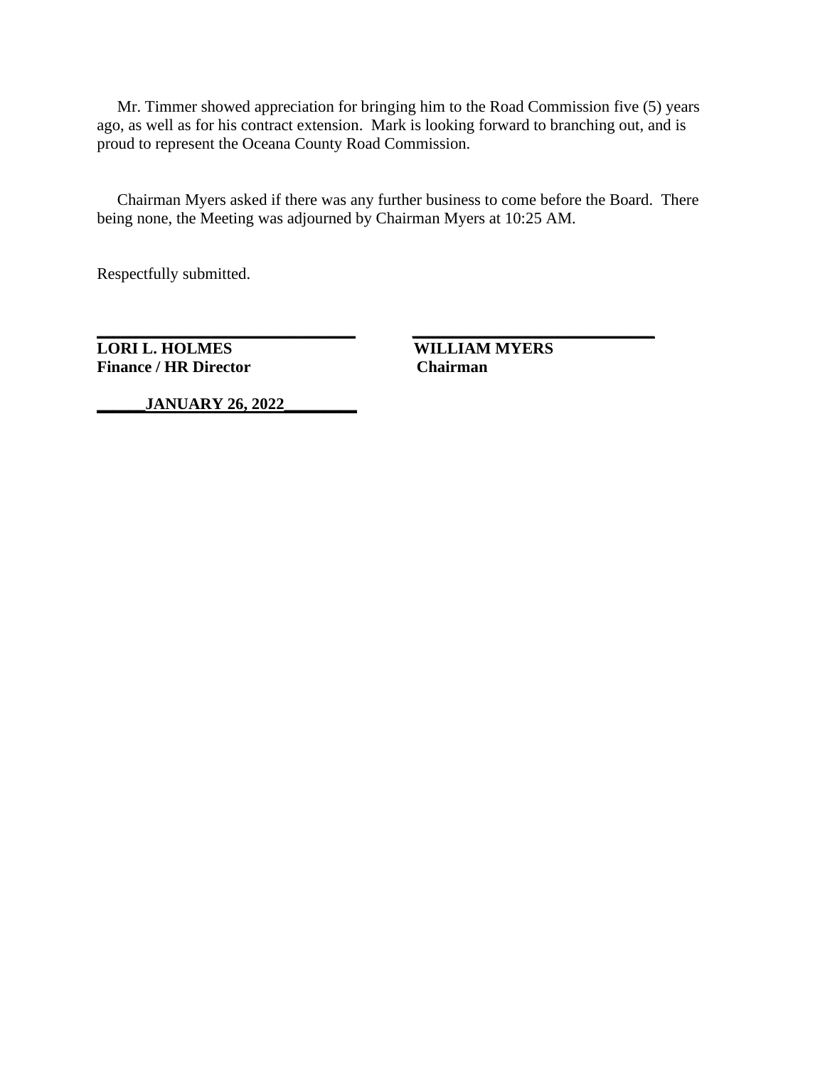Mr. Timmer showed appreciation for bringing him to the Road Commission five (5) years ago, as well as for his contract extension. Mark is looking forward to branching out, and is proud to represent the Oceana County Road Commission.

Chairman Myers asked if there was any further business to come before the Board. There being none, the Meeting was adjourned by Chairman Myers at 10:25 AM.

Respectfully submitted.

| | |
|---|---|
| ______________________________ | ______________________________ |
| **LORI L. HOLMES** | **WILLIAM MYERS** |
| **Finance / HR Director** | **Chairman** |

**______JANUARY 26, 2022_________**